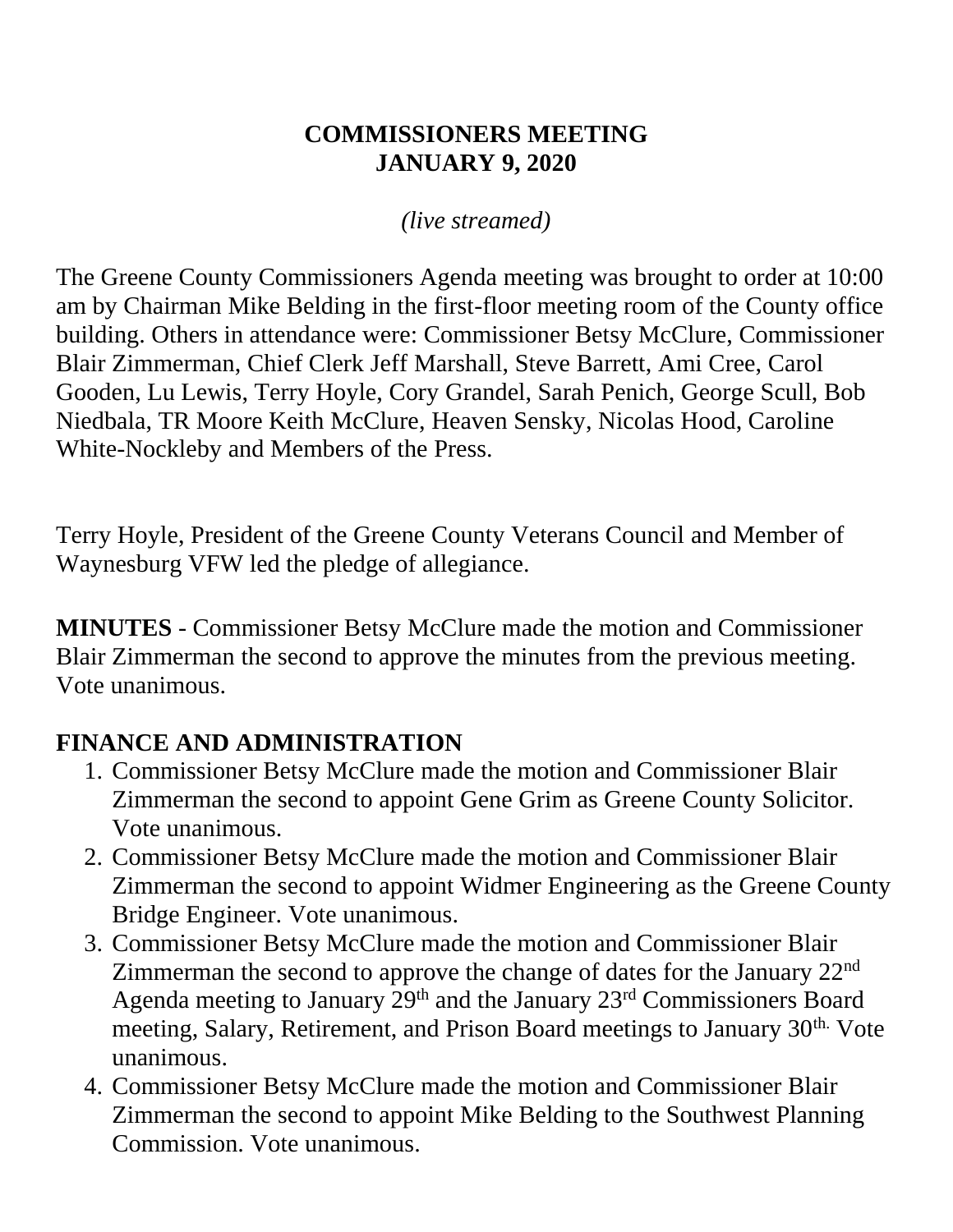# COMMISSIONERS MEETING
# JANUARY 9, 2020

*(live streamed)*

The Greene County Commissioners Agenda meeting was brought to order at 10:00 am by Chairman Mike Belding in the first-floor meeting room of the County office building. Others in attendance were: Commissioner Betsy McClure, Commissioner Blair Zimmerman, Chief Clerk Jeff Marshall, Steve Barrett, Ami Cree, Carol Gooden, Lu Lewis, Terry Hoyle, Cory Grandel, Sarah Penich, George Scull, Bob Niedbala, TR Moore Keith McClure, Heaven Sensky, Nicolas Hood, Caroline White-Nockleby and Members of the Press.

Terry Hoyle, President of the Greene County Veterans Council and Member of Waynesburg VFW led the pledge of allegiance.

**MINUTES** - Commissioner Betsy McClure made the motion and Commissioner Blair Zimmerman the second to approve the minutes from the previous meeting. Vote unanimous.

## FINANCE AND ADMINISTRATION

1. Commissioner Betsy McClure made the motion and Commissioner Blair Zimmerman the second to appoint Gene Grim as Greene County Solicitor. Vote unanimous.
2. Commissioner Betsy McClure made the motion and Commissioner Blair Zimmerman the second to appoint Widmer Engineering as the Greene County Bridge Engineer. Vote unanimous.
3. Commissioner Betsy McClure made the motion and Commissioner Blair Zimmerman the second to approve the change of dates for the January 22nd Agenda meeting to January 29th and the January 23rd Commissioners Board meeting, Salary, Retirement, and Prison Board meetings to January 30th. Vote unanimous.
4. Commissioner Betsy McClure made the motion and Commissioner Blair Zimmerman the second to appoint Mike Belding to the Southwest Planning Commission. Vote unanimous.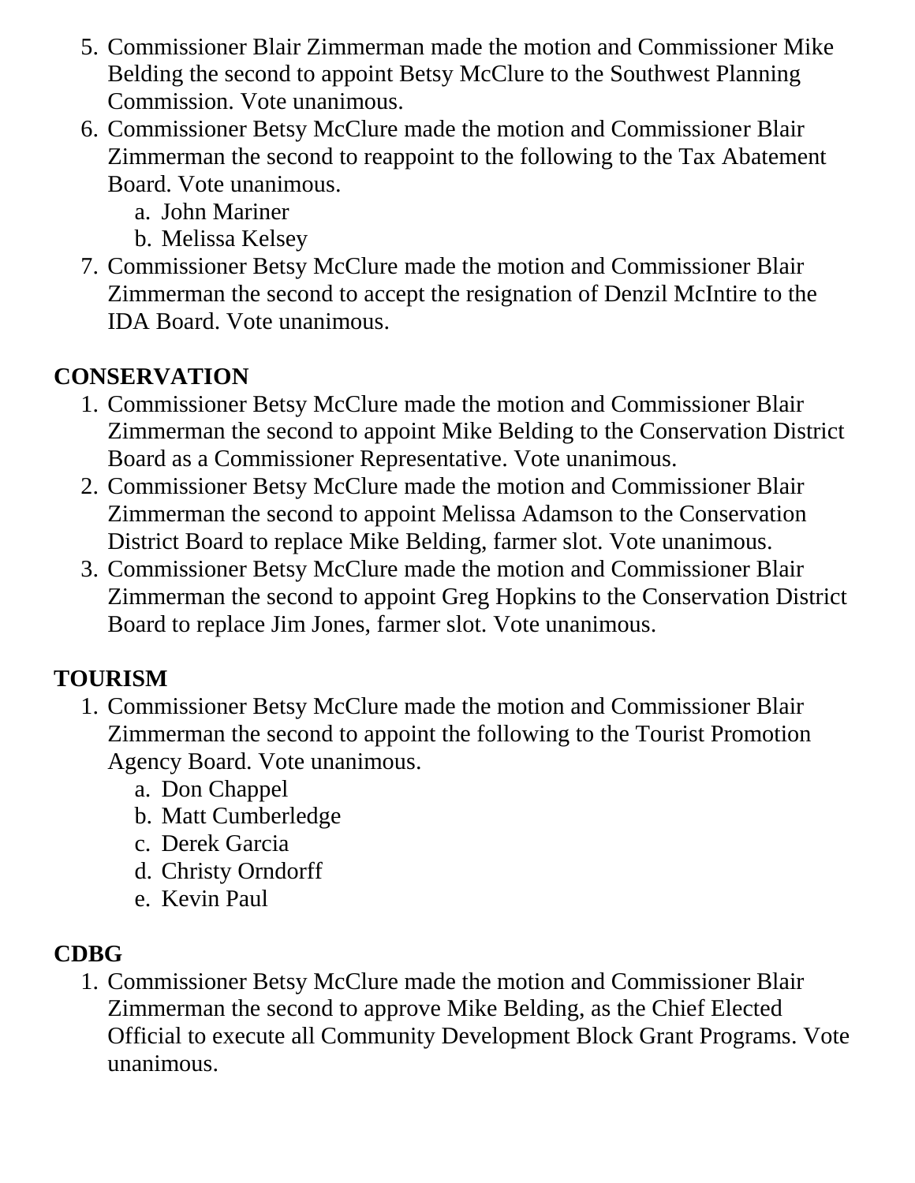5. Commissioner Blair Zimmerman made the motion and Commissioner Mike Belding the second to appoint Betsy McClure to the Southwest Planning Commission. Vote unanimous.
6. Commissioner Betsy McClure made the motion and Commissioner Blair Zimmerman the second to reappoint to the following to the Tax Abatement Board. Vote unanimous.
   a. John Mariner
   b. Melissa Kelsey
7. Commissioner Betsy McClure made the motion and Commissioner Blair Zimmerman the second to accept the resignation of Denzil McIntire to the IDA Board. Vote unanimous.

**CONSERVATION**

1. Commissioner Betsy McClure made the motion and Commissioner Blair Zimmerman the second to appoint Mike Belding to the Conservation District Board as a Commissioner Representative. Vote unanimous.
2. Commissioner Betsy McClure made the motion and Commissioner Blair Zimmerman the second to appoint Melissa Adamson to the Conservation District Board to replace Mike Belding, farmer slot. Vote unanimous.
3. Commissioner Betsy McClure made the motion and Commissioner Blair Zimmerman the second to appoint Greg Hopkins to the Conservation District Board to replace Jim Jones, farmer slot. Vote unanimous.

**TOURISM**

1. Commissioner Betsy McClure made the motion and Commissioner Blair Zimmerman the second to appoint the following to the Tourist Promotion Agency Board. Vote unanimous.
   a. Don Chappel
   b. Matt Cumberledge
   c. Derek Garcia
   d. Christy Orndorff
   e. Kevin Paul

**CDBG**

1. Commissioner Betsy McClure made the motion and Commissioner Blair Zimmerman the second to approve Mike Belding, as the Chief Elected Official to execute all Community Development Block Grant Programs. Vote unanimous.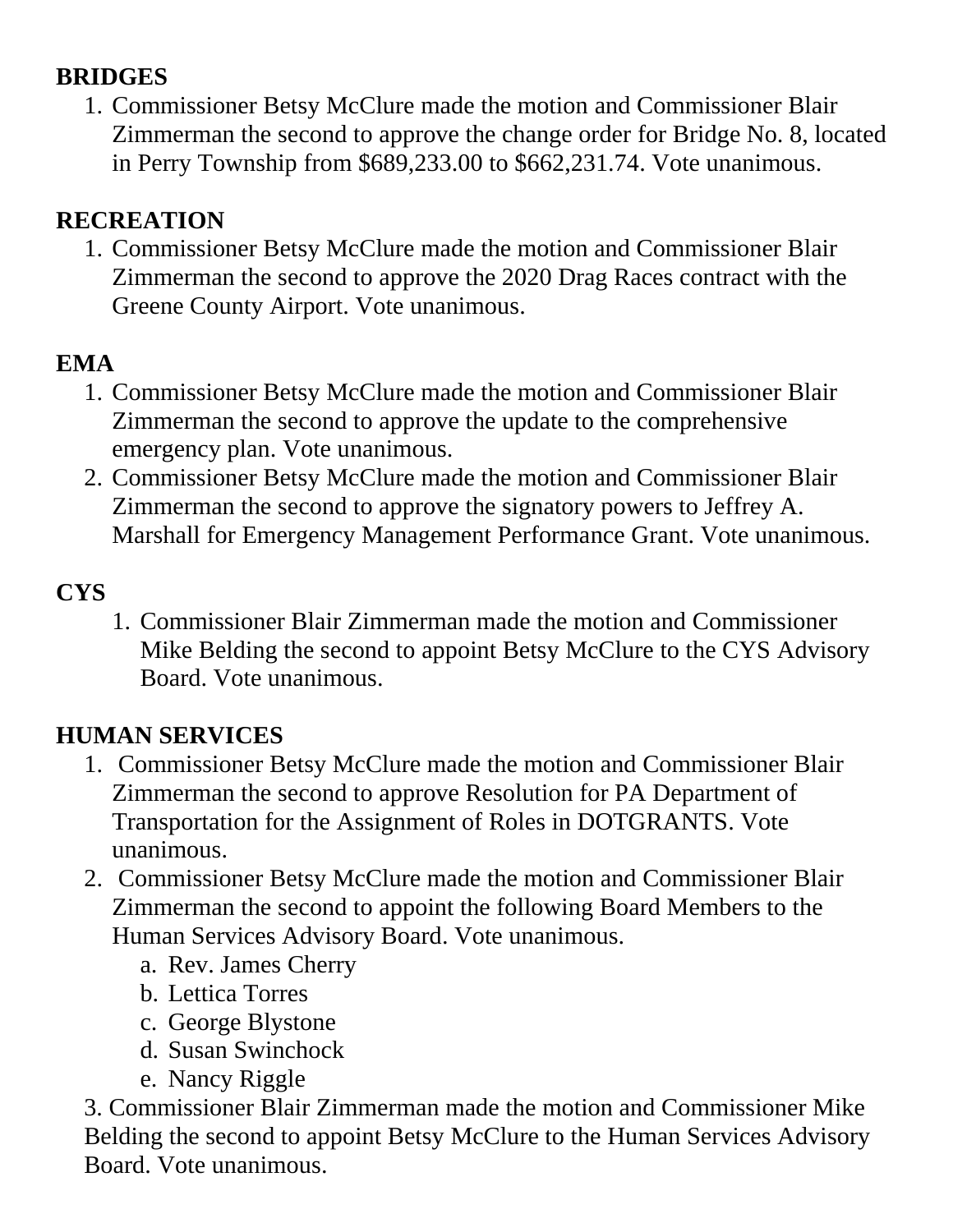**BRIDGES**

1. Commissioner Betsy McClure made the motion and Commissioner Blair Zimmerman the second to approve the change order for Bridge No. 8, located in Perry Township from $689,233.00 to $662,231.74. Vote unanimous.

**RECREATION**

1. Commissioner Betsy McClure made the motion and Commissioner Blair Zimmerman the second to approve the 2020 Drag Races contract with the Greene County Airport. Vote unanimous.

**EMA**

1. Commissioner Betsy McClure made the motion and Commissioner Blair Zimmerman the second to approve the update to the comprehensive emergency plan. Vote unanimous.
2. Commissioner Betsy McClure made the motion and Commissioner Blair Zimmerman the second to approve the signatory powers to Jeffrey A. Marshall for Emergency Management Performance Grant. Vote unanimous.

**CYS**

1. Commissioner Blair Zimmerman made the motion and Commissioner Mike Belding the second to appoint Betsy McClure to the CYS Advisory Board. Vote unanimous.

**HUMAN SERVICES**

1. Commissioner Betsy McClure made the motion and Commissioner Blair Zimmerman the second to approve Resolution for PA Department of Transportation for the Assignment of Roles in DOTGRANTS. Vote unanimous.
2. Commissioner Betsy McClure made the motion and Commissioner Blair Zimmerman the second to appoint the following Board Members to the Human Services Advisory Board. Vote unanimous.
   a. Rev. James Cherry
   b. Lettica Torres
   c. George Blystone
   d. Susan Swinchock
   e. Nancy Riggle
3. Commissioner Blair Zimmerman made the motion and Commissioner Mike Belding the second to appoint Betsy McClure to the Human Services Advisory Board. Vote unanimous.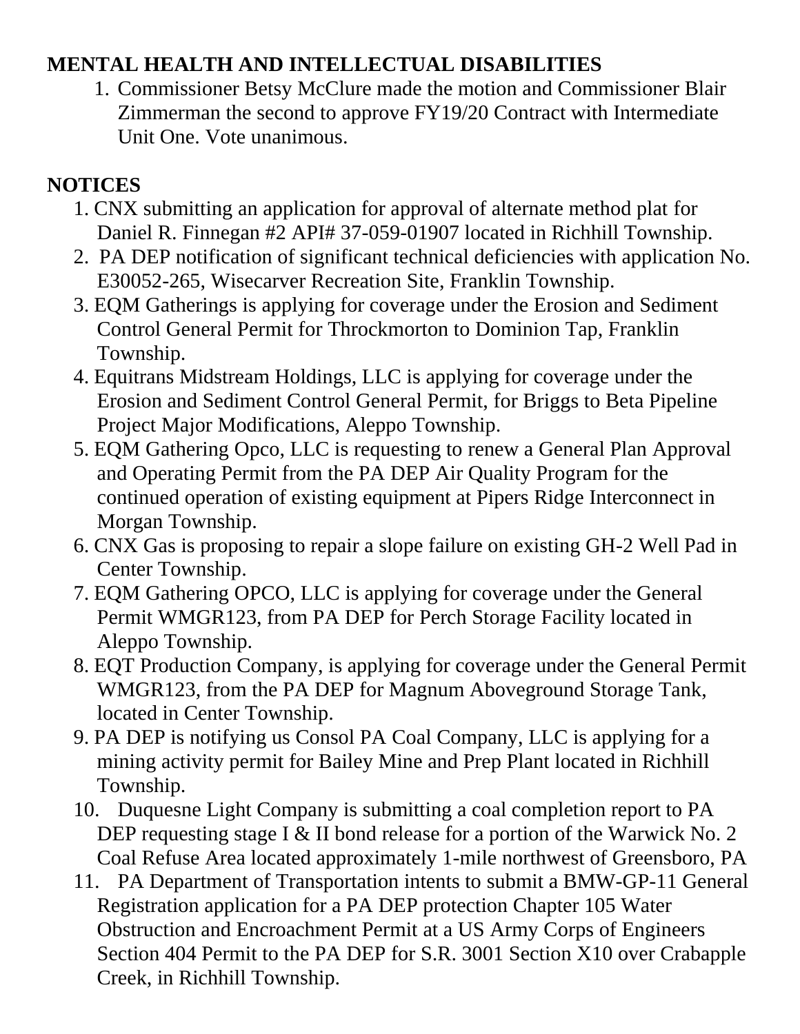**MENTAL HEALTH AND INTELLECTUAL DISABILITIES**

1. Commissioner Betsy McClure made the motion and Commissioner Blair Zimmerman the second to approve FY19/20 Contract with Intermediate Unit One. Vote unanimous.

**NOTICES**

1. CNX submitting an application for approval of alternate method plat for Daniel R. Finnegan #2 API# 37-059-01907 located in Richhill Township.
2. PA DEP notification of significant technical deficiencies with application No. E30052-265, Wisecarver Recreation Site, Franklin Township.
3. EQM Gatherings is applying for coverage under the Erosion and Sediment Control General Permit for Throckmorton to Dominion Tap, Franklin Township.
4. Equitrans Midstream Holdings, LLC is applying for coverage under the Erosion and Sediment Control General Permit, for Briggs to Beta Pipeline Project Major Modifications, Aleppo Township.
5. EQM Gathering Opco, LLC is requesting to renew a General Plan Approval and Operating Permit from the PA DEP Air Quality Program for the continued operation of existing equipment at Pipers Ridge Interconnect in Morgan Township.
6. CNX Gas is proposing to repair a slope failure on existing GH-2 Well Pad in Center Township.
7. EQM Gathering OPCO, LLC is applying for coverage under the General Permit WMGR123, from PA DEP for Perch Storage Facility located in Aleppo Township.
8. EQT Production Company, is applying for coverage under the General Permit WMGR123, from the PA DEP for Magnum Aboveground Storage Tank, located in Center Township.
9. PA DEP is notifying us Consol PA Coal Company, LLC is applying for a mining activity permit for Bailey Mine and Prep Plant located in Richhill Township.
10. Duquesne Light Company is submitting a coal completion report to PA DEP requesting stage I & II bond release for a portion of the Warwick No. 2 Coal Refuse Area located approximately 1-mile northwest of Greensboro, PA
11. PA Department of Transportation intents to submit a BMW-GP-11 General Registration application for a PA DEP protection Chapter 105 Water Obstruction and Encroachment Permit at a US Army Corps of Engineers Section 404 Permit to the PA DEP for S.R. 3001 Section X10 over Crabapple Creek, in Richhill Township.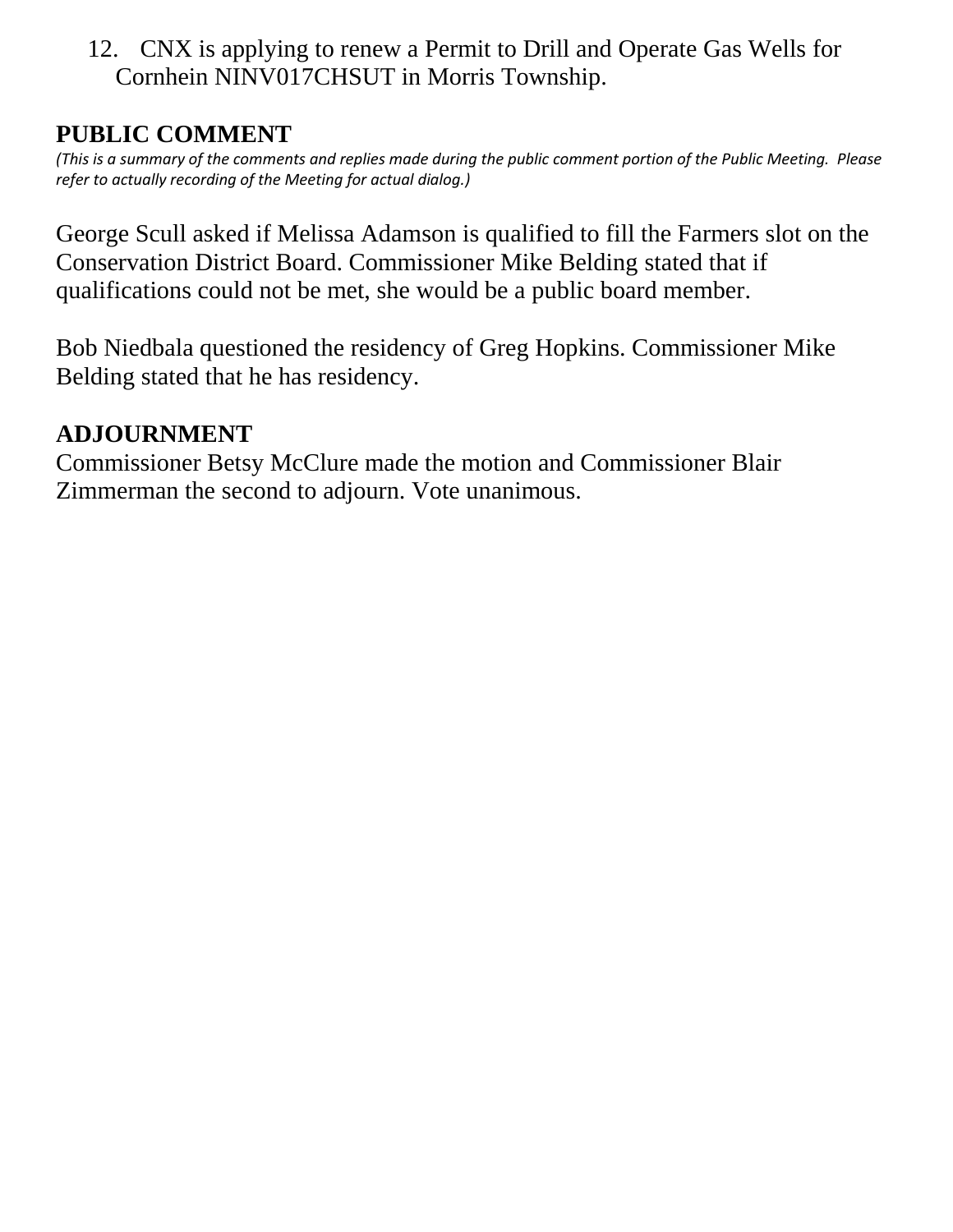12. CNX is applying to renew a Permit to Drill and Operate Gas Wells for Cornhein NINV017CHSUT in Morris Township.

## PUBLIC COMMENT

*(This is a summary of the comments and replies made during the public comment portion of the Public Meeting. Please refer to actually recording of the Meeting for actual dialog.)*

George Scull asked if Melissa Adamson is qualified to fill the Farmers slot on the Conservation District Board. Commissioner Mike Belding stated that if qualifications could not be met, she would be a public board member.

Bob Niedbala questioned the residency of Greg Hopkins. Commissioner Mike Belding stated that he has residency.

## ADJOURNMENT

Commissioner Betsy McClure made the motion and Commissioner Blair Zimmerman the second to adjourn. Vote unanimous.